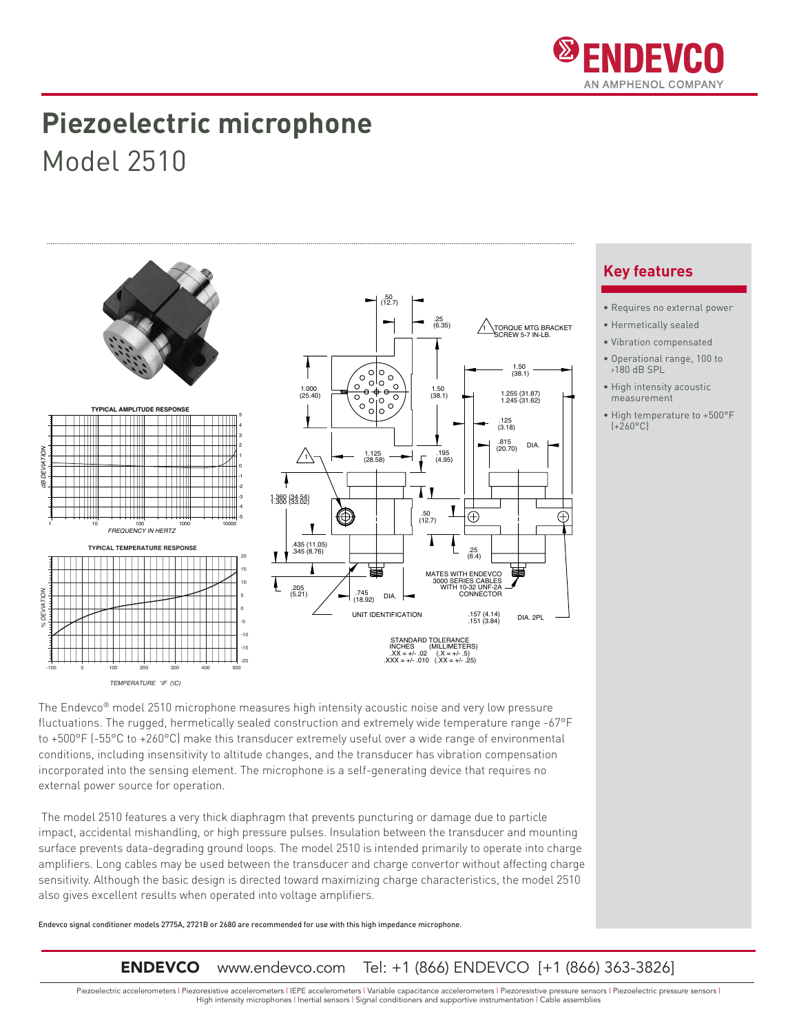# Piezoelectric microphone

## Model 2510

## Key features

- Requires no external power
- Hermetically sealed
- Vibration compensated
- Operational range, 100 to ›180 dB SPL
- High intensity acoustic measurement
- High temperature to +500°F (+260°C)

TYPICAL AMPLITUDE RESPONSE

TYPICAL TEMPERATURE RESPONSE

STANDARD TOLERANCE
INCHES (MILLIMETERS)
.XX = +/- .02 (.X = +/- .5)
.XXX = +/- .010 (.XX = +/- .25)

The Endevco® model 2510 microphone measures high intensity acoustic noise and very low pressure fluctuations. The rugged, hermetically sealed construction and extremely wide temperature range -67°F to +500°F (-55°C to +260°C) make this transducer extremely useful over a wide range of environmental conditions, including insensitivity to altitude changes, and the transducer has vibration compensation incorporated into the sensing element. The microphone is a self-generating device that requires no external power source for operation.

The model 2510 features a very thick diaphragm that prevents puncturing or damage due to particle impact, accidental mishandling, or high pressure pulses. Insulation between the transducer and mounting surface prevents data-degrading ground loops. The model 2510 is intended primarily to operate into charge amplifiers. Long cables may be used between the transducer and charge convertor without affecting charge sensitivity. Although the basic design is directed toward maximizing charge characteristics, the model 2510 also gives excellent results when operated into voltage amplifiers.

Endevco signal conditioner models 2775A, 2721B or 2680 are recommended for use with this high impedance microphone.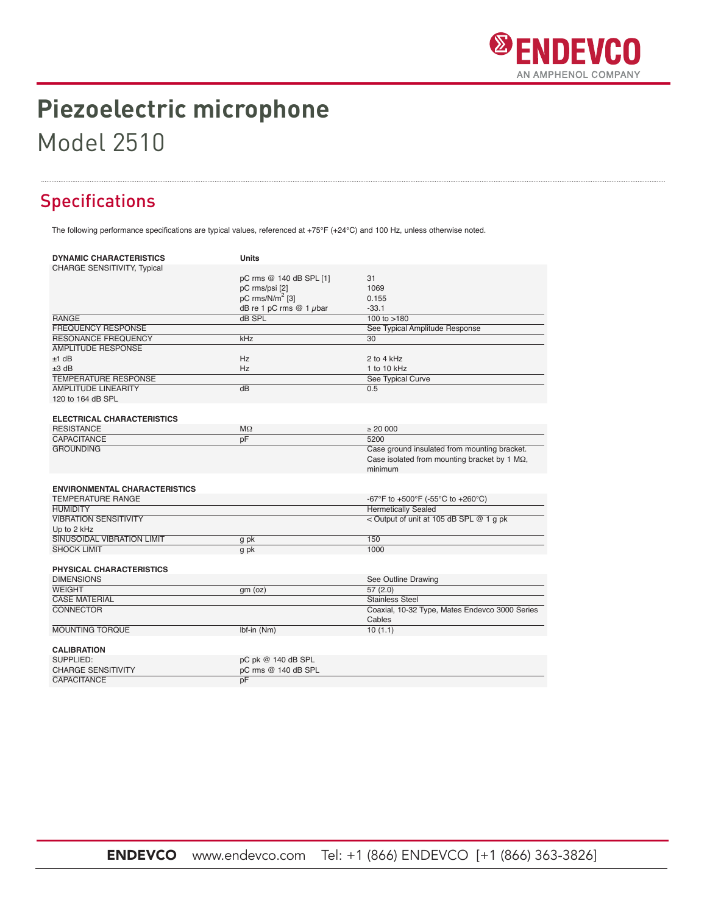# Piezoelectric microphone

Model 2510

## Specifications

The following performance specifications are typical values, referenced at +75°F (+24°C) and 100 Hz, unless otherwise noted.

| DYNAMIC CHARACTERISTICS | Units | |
|---|---|---|
| CHARGE SENSITIVITY, Typical | | |
| | pC rms @ 140 dB SPL [1] | 31 |
| | pC rms/psi [2] | 1069 |
| | pC rms/N/m$^2$ [3] | 0.155 |
| | dB re 1 pC rms @ 1 $\mu$bar | -33.1 |
| RANGE | dB SPL | 100 to >180 |
| FREQUENCY RESPONSE | | See Typical Amplitude Response |
| RESONANCE FREQUENCY | kHz | 30 |
| AMPLITUDE RESPONSE | | |
| ±1 dB | Hz | 2 to 4 kHz |
| ±3 dB | Hz | 1 to 10 kHz |
| TEMPERATURE RESPONSE | | See Typical Curve |
| AMPLITUDE LINEARITY 120 to 164 dB SPL | dB | 0.5 |

| ELECTRICAL CHARACTERISTICS | | |
|---|---|---|
| RESISTANCE | MΩ | ≥ 20 000 |
| CAPACITANCE | pF | 5200 |
| GROUNDING | | Case ground insulated from mounting bracket. Case isolated from mounting bracket by 1 MΩ, minimum |

| ENVIRONMENTAL CHARACTERISTICS | | |
|---|---|---|
| TEMPERATURE RANGE | | -67°F to +500°F (-55°C to +260°C) |
| HUMIDITY | | Hermetically Sealed |
| VIBRATION SENSITIVITY Up to 2 kHz | | < Output of unit at 105 dB SPL @ 1 g pk |
| SINUSOIDAL VIBRATION LIMIT | g pk | 150 |
| SHOCK LIMIT | g pk | 1000 |

| PHYSICAL CHARACTERISTICS | | |
|---|---|---|
| DIMENSIONS | | See Outline Drawing |
| WEIGHT | gm (oz) | 57 (2.0) |
| CASE MATERIAL | | Stainless Steel |
| CONNECTOR | | Coaxial, 10-32 Type, Mates Endevco 3000 Series Cables |
| MOUNTING TORQUE | lbf-in (Nm) | 10 (1.1) |

| CALIBRATION | | |
|---|---|---|
| SUPPLIED: | pC pk @ 140 dB SPL | |
| CHARGE SENSITIVITY | pC rms @ 140 dB SPL | |
| CAPACITANCE | pF | |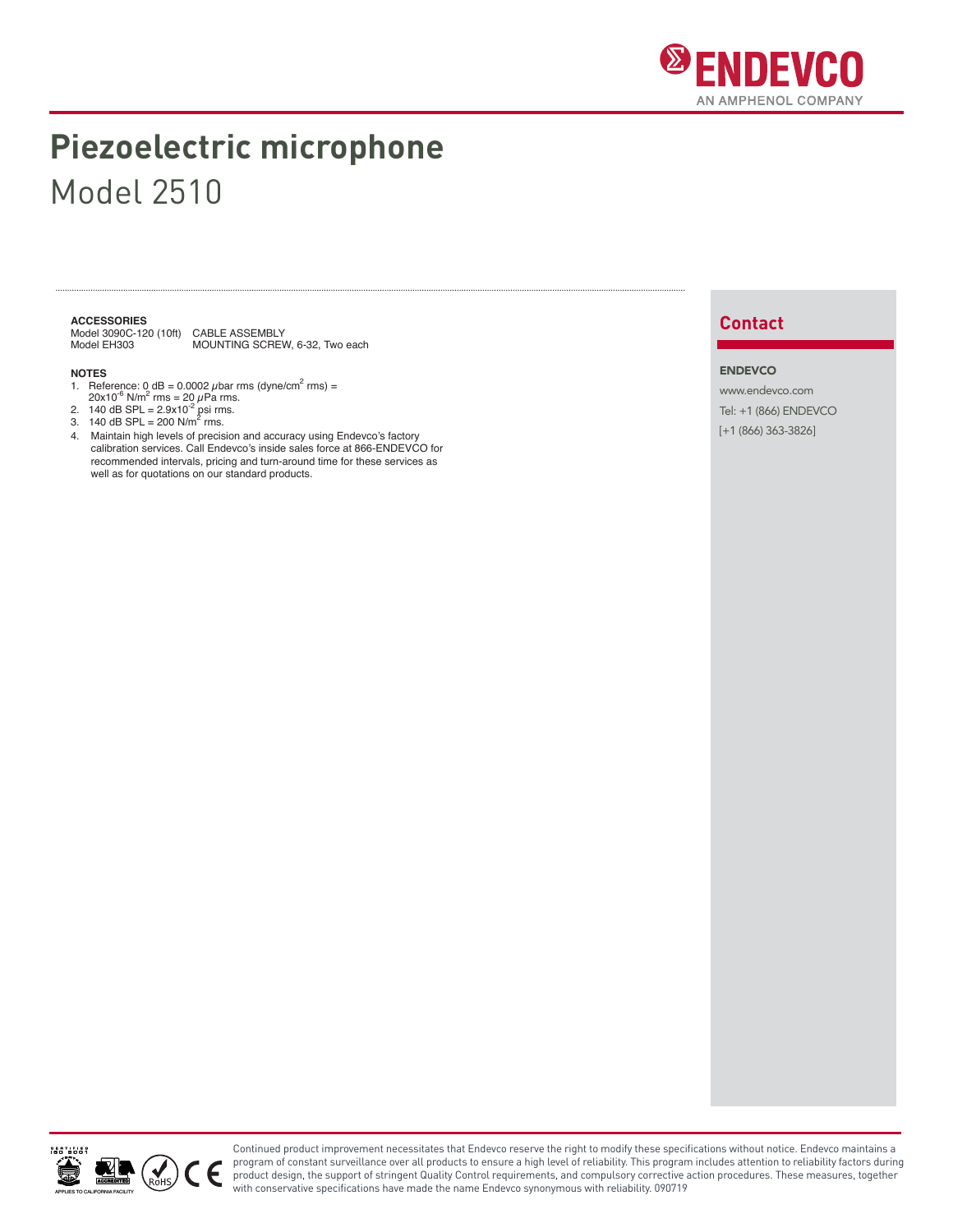# Piezoelectric microphone

Model 2510

**ACCESSORIES**

| | |
|---|---|
| Model 3090C-120 (10ft) | CABLE ASSEMBLY |
| Model EH303 | MOUNTING SCREW, 6-32, Two each |

**NOTES**

1. Reference: 0 dB = 0.0002 $\mu$bar rms (dyne/cm$^2$ rms) = $20 \times 10^{-6}$ N/m$^2$ rms = 20 $\mu$Pa rms.
2. 140 dB SPL = $2.9 \times 10^{-2}$ psi rms.
3. 140 dB SPL = 200 N/m$^2$ rms.
4. Maintain high levels of precision and accuracy using Endevco's factory calibration services. Call Endevco's inside sales force at 866-ENDEVCO for recommended intervals, pricing and turn-around time for these services as well as for quotations on our standard products.

## Contact

**ENDEVCO**

www.endevco.com

Tel: +1 (866) ENDEVCO

[+1 (866) 363-3826]

APPLIES TO CALIFORNIA FACILITY

Continued product improvement necessitates that Endevco reserve the right to modify these specifications without notice. Endevco maintains a program of constant surveillance over all products to ensure a high level of reliability. This program includes attention to reliability factors during product design, the support of stringent Quality Control requirements, and compulsory corrective action procedures. These measures, together with conservative specifications have made the name Endevco synonymous with reliability. 090719